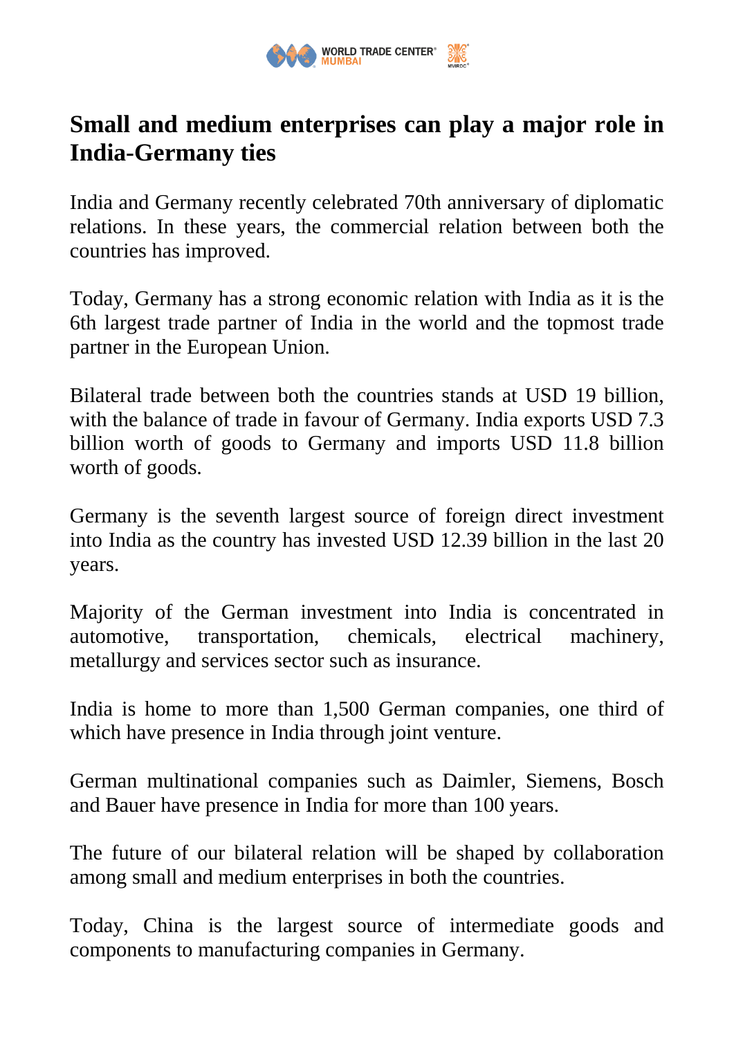# Small and medium enterprises can play a major role in India-Germany ties

India and Germany recently celebrated 70th anniversary of diplomatic relations. In these years, the commercial relation between both the countries has improved.

Today, Germany has a strong economic relation with India as it is the 6th largest trade partner of India in the world and the topmost trade partner in the European Union.

Bilateral trade between both the countries stands at USD 19 billion, with the balance of trade in favour of Germany. India exports USD 7.3 billion worth of goods to Germany and imports USD 11.8 billion worth of goods.

Germany is the seventh largest source of foreign direct investment into India as the country has invested USD 12.39 billion in the last 20 years.

Majority of the German investment into India is concentrated in automotive, transportation, chemicals, electrical machinery, metallurgy and services sector such as insurance.

India is home to more than 1,500 German companies, one third of which have presence in India through joint venture.

German multinational companies such as Daimler, Siemens, Bosch and Bauer have presence in India for more than 100 years.

The future of our bilateral relation will be shaped by collaboration among small and medium enterprises in both the countries.

Today, China is the largest source of intermediate goods and components to manufacturing companies in Germany.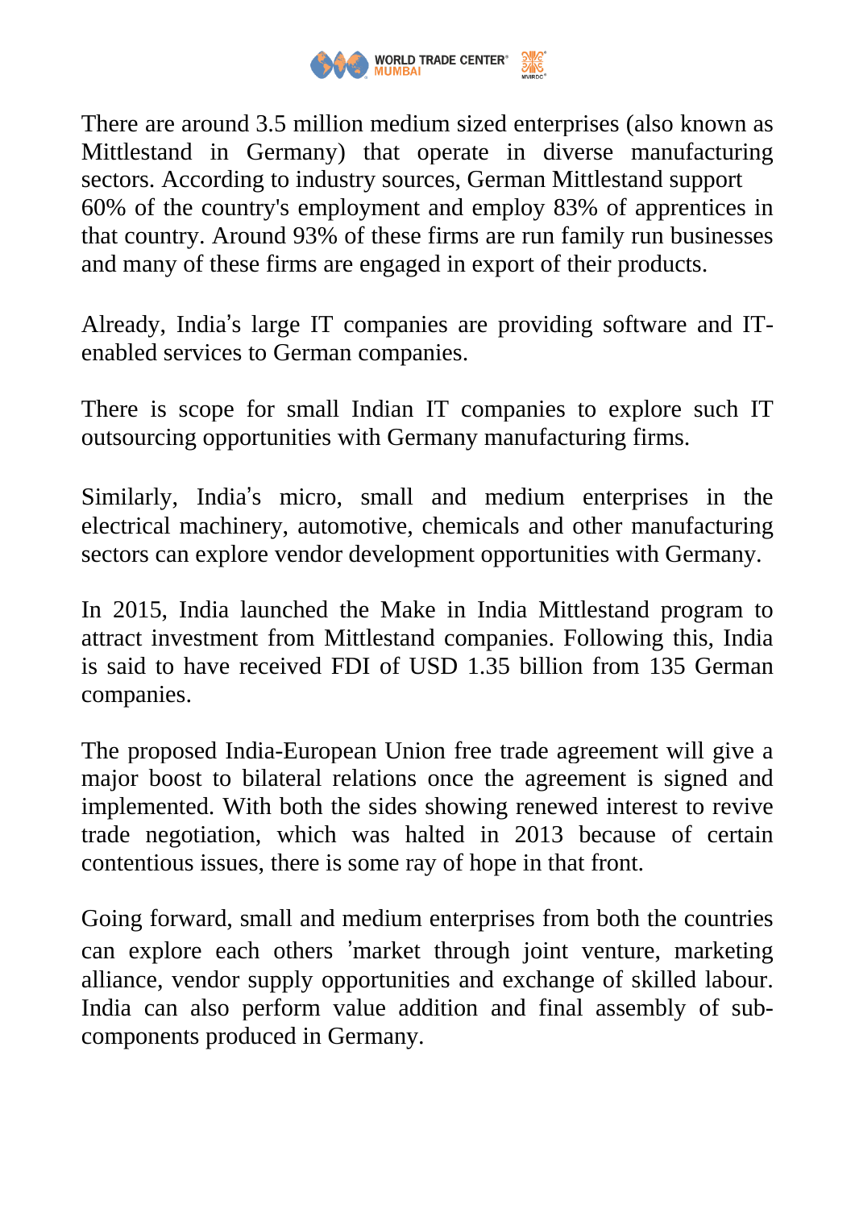There are around 3.5 million medium sized enterprises (also known as Mittlestand in Germany) that operate in diverse manufacturing sectors. According to industry sources, German Mittlestand support 60% of the country's employment and employ 83% of apprentices in that country. Around 93% of these firms are run family run businesses and many of these firms are engaged in export of their products.

Already, India's large IT companies are providing software and IT-enabled services to German companies.

There is scope for small Indian IT companies to explore such IT outsourcing opportunities with Germany manufacturing firms.

Similarly, India's micro, small and medium enterprises in the electrical machinery, automotive, chemicals and other manufacturing sectors can explore vendor development opportunities with Germany.

In 2015, India launched the Make in India Mittlestand program to attract investment from Mittlestand companies. Following this, India is said to have received FDI of USD 1.35 billion from 135 German companies.

The proposed India-European Union free trade agreement will give a major boost to bilateral relations once the agreement is signed and implemented. With both the sides showing renewed interest to revive trade negotiation, which was halted in 2013 because of certain contentious issues, there is some ray of hope in that front.

Going forward, small and medium enterprises from both the countries can explore each others 'market through joint venture, marketing alliance, vendor supply opportunities and exchange of skilled labour. India can also perform value addition and final assembly of sub-components produced in Germany.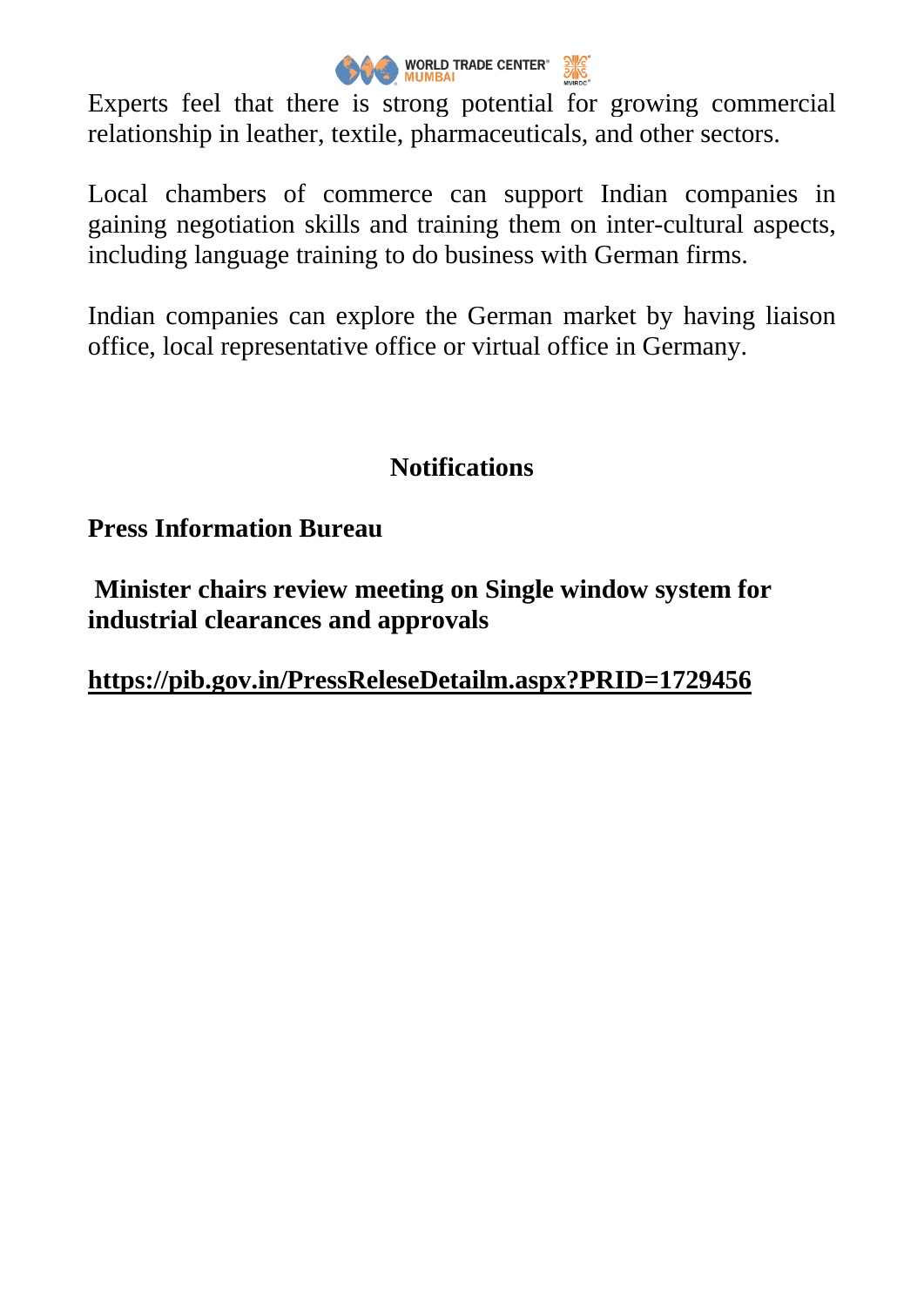Experts feel that there is strong potential for growing commercial relationship in leather, textile, pharmaceuticals, and other sectors.

Local chambers of commerce can support Indian companies in gaining negotiation skills and training them on inter-cultural aspects, including language training to do business with German firms.

Indian companies can explore the German market by having liaison office, local representative office or virtual office in Germany.

## Notifications

**Press Information Bureau**

**Minister chairs review meeting on Single window system for industrial clearances and approvals**

**https://pib.gov.in/PressReleseDetailm.aspx?PRID=1729456**